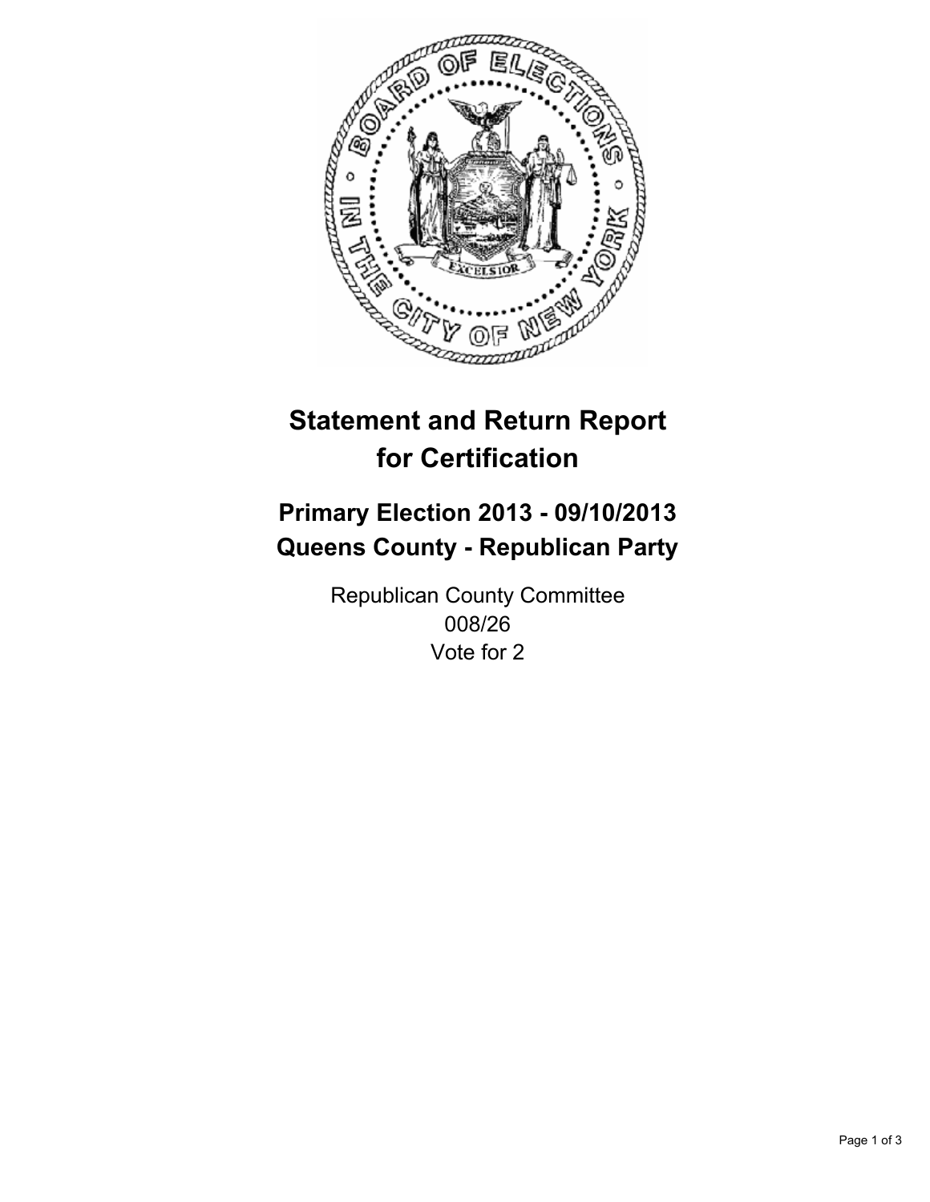# Statement and Return Report for Certification

## Primary Election 2013 - 09/10/2013
## Queens County - Republican Party

Republican County Committee
008/26
Vote for 2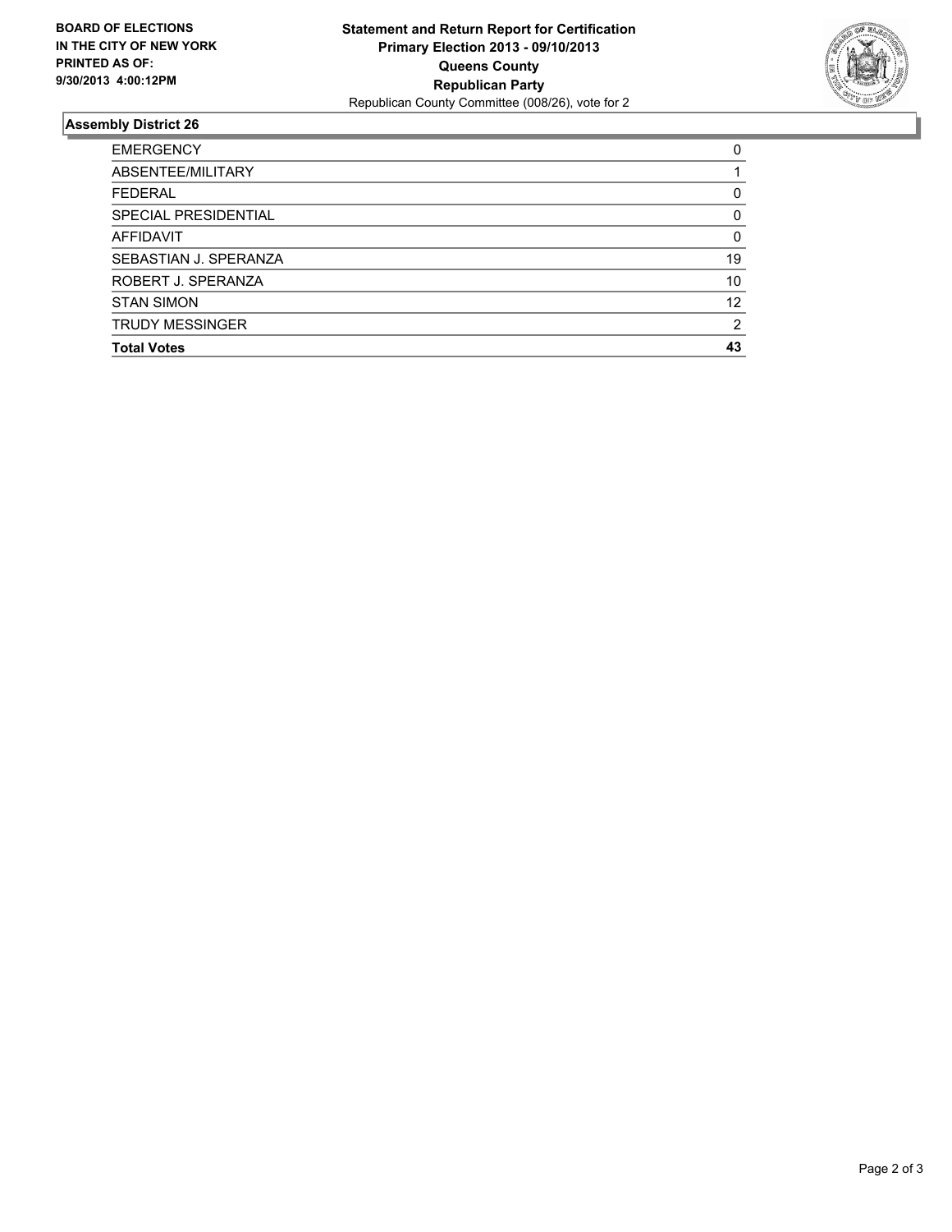**BOARD OF ELECTIONS IN THE CITY OF NEW YORK PRINTED AS OF: 9/30/2013 4:00:12PM**

**Statement and Return Report for Certification**
**Primary Election 2013 - 09/10/2013**
**Queens County**
**Republican Party**
Republican County Committee (008/26), vote for 2

## Assembly District 26

| | |
|---|---|
| EMERGENCY | 0 |
| ABSENTEE/MILITARY | 1 |
| FEDERAL | 0 |
| SPECIAL PRESIDENTIAL | 0 |
| AFFIDAVIT | 0 |
| SEBASTIAN J. SPERANZA | 19 |
| ROBERT J. SPERANZA | 10 |
| STAN SIMON | 12 |
| TRUDY MESSINGER | 2 |
| **Total Votes** | **43** |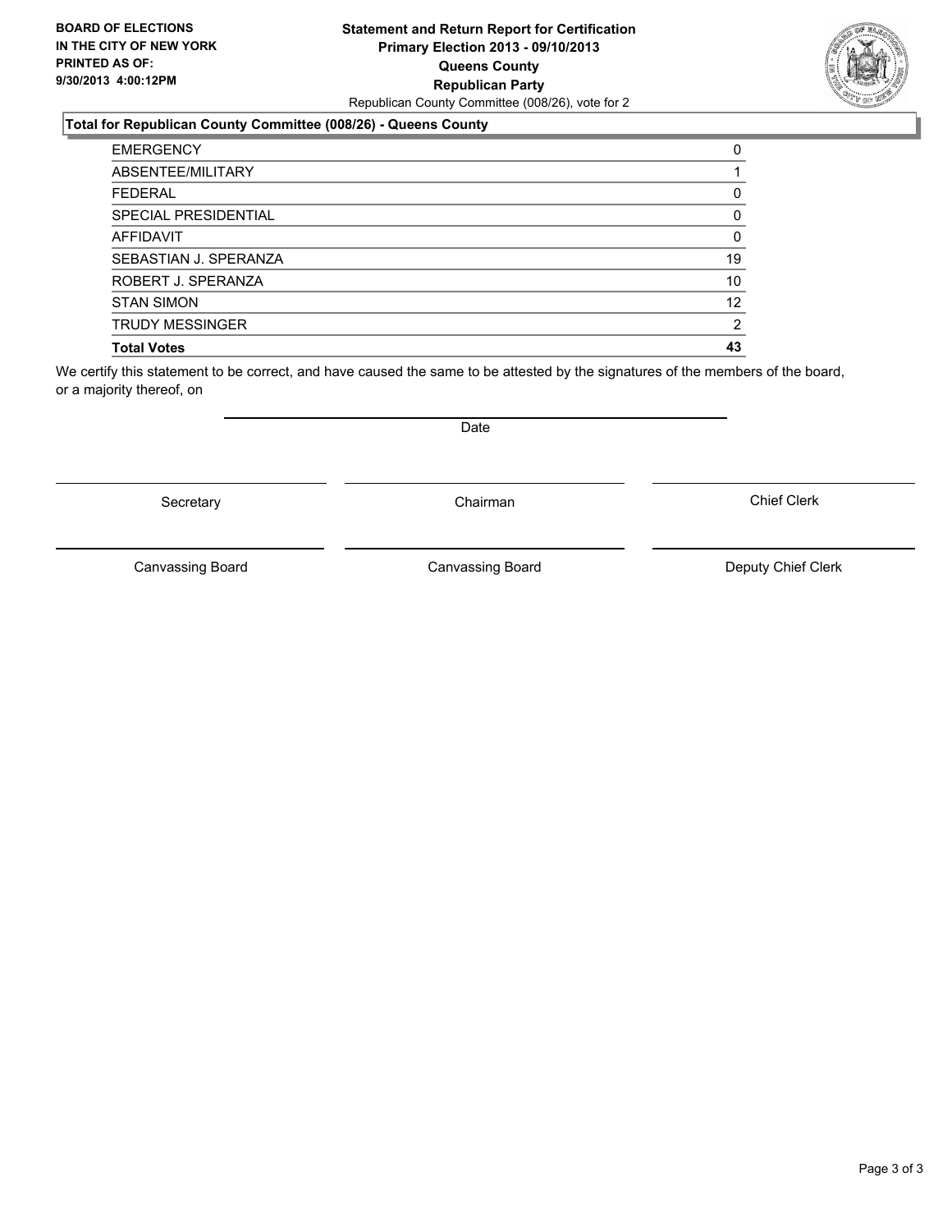**BOARD OF ELECTIONS IN THE CITY OF NEW YORK PRINTED AS OF: 9/30/2013 4:00:12PM**

**Statement and Return Report for Certification**
**Primary Election 2013 - 09/10/2013**
**Queens County**
**Republican Party**
Republican County Committee (008/26), vote for 2

**Total for Republican County Committee (008/26) - Queens County**

| | |
|---|---|
| EMERGENCY | 0 |
| ABSENTEE/MILITARY | 1 |
| FEDERAL | 0 |
| SPECIAL PRESIDENTIAL | 0 |
| AFFIDAVIT | 0 |
| SEBASTIAN J. SPERANZA | 19 |
| ROBERT J. SPERANZA | 10 |
| STAN SIMON | 12 |
| TRUDY MESSINGER | 2 |
| **Total Votes** | **43** |

We certify this statement to be correct, and have caused the same to be attested by the signatures of the members of the board, or a majority thereof, on

Date

Secretary

Chairman

Chief Clerk

Canvassing Board

Canvassing Board

Deputy Chief Clerk